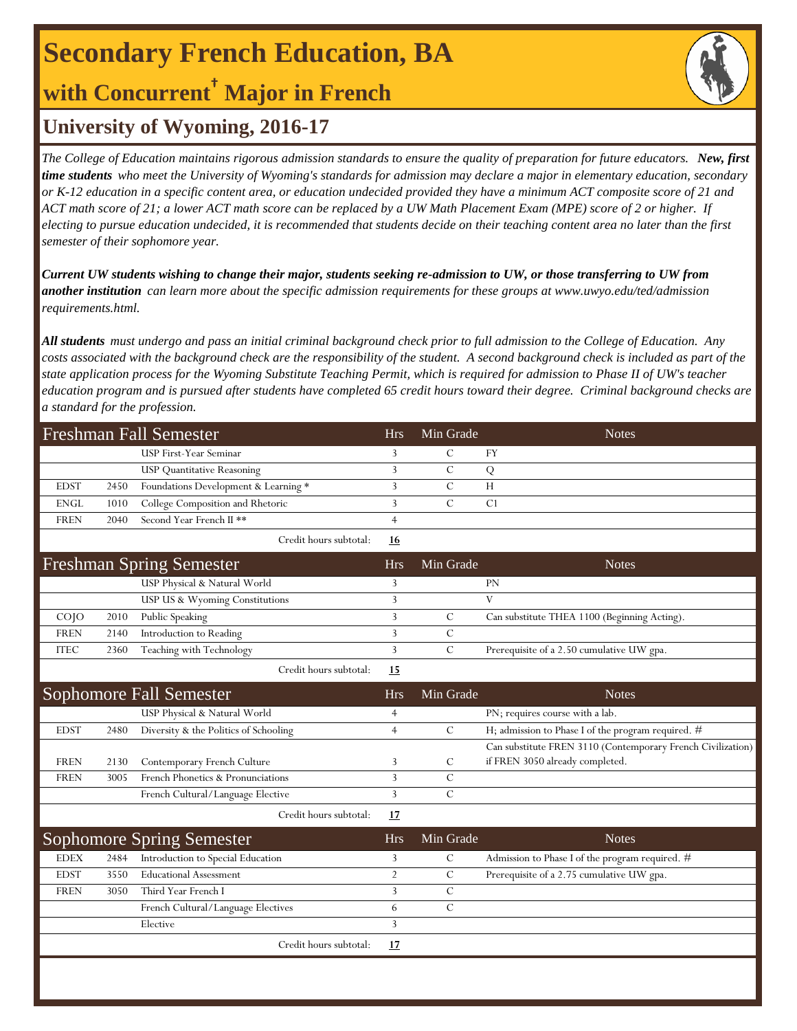# Secondary French Education, BA

## with Concurrent† Major in French

## University of Wyoming, 2016-17

*The College of Education maintains rigorous admission standards to ensure the quality of preparation for future educators.* ***New, first time students*** *who meet the University of Wyoming's standards for admission may declare a major in elementary education, secondary or K-12 education in a specific content area, or education undecided provided they have a minimum ACT composite score of 21 and ACT math score of 21; a lower ACT math score can be replaced by a UW Math Placement Exam (MPE) score of 2 or higher. If electing to pursue education undecided, it is recommended that students decide on their teaching content area no later than the first semester of their sophomore year.*

***Current UW students wishing to change their major, students seeking re-admission to UW, or those transferring to UW from another institution*** *can learn more about the specific admission requirements for these groups at www.uwyo.edu/ted/admission requirements.html.*

***All students*** *must undergo and pass an initial criminal background check prior to full admission to the College of Education. Any costs associated with the background check are the responsibility of the student. A second background check is included as part of the state application process for the Wyoming Substitute Teaching Permit, which is required for admission to Phase II of UW's teacher education program and is pursued after students have completed 65 credit hours toward their degree. Criminal background checks are a standard for the profession.*

| Freshman Fall Semester | | | Hrs | Min Grade | Notes |
|---|---|---|---|---|---|
| | | USP First-Year Seminar | 3 | C | FY |
| | | USP Quantitative Reasoning | 3 | C | Q |
| EDST | 2450 | Foundations Development & Learning * | 3 | C | H |
| ENGL | 1010 | College Composition and Rhetoric | 3 | C | C1 |
| FREN | 2040 | Second Year French II ** | 4 | | |
| | | Credit hours subtotal: | **16** | | |

| Freshman Spring Semester | | | Hrs | Min Grade | Notes |
|---|---|---|---|---|---|
| | | USP Physical & Natural World | 3 | | PN |
| | | USP US & Wyoming Constitutions | 3 | | V |
| COJO | 2010 | Public Speaking | 3 | C | Can substitute THEA 1100 (Beginning Acting). |
| FREN | 2140 | Introduction to Reading | 3 | C | |
| ITEC | 2360 | Teaching with Technology | 3 | C | Prerequisite of a 2.50 cumulative UW gpa. |
| | | Credit hours subtotal: | **15** | | |

| Sophomore Fall Semester | | | Hrs | Min Grade | Notes |
|---|---|---|---|---|---|
| | | USP Physical & Natural World | 4 | | PN; requires course with a lab. |
| EDST | 2480 | Diversity & the Politics of Schooling | 4 | C | H; admission to Phase I of the program required. # |
| FREN | 2130 | Contemporary French Culture | 3 | C | Can substitute FREN 3110 (Contemporary French Civilization) if FREN 3050 already completed. |
| FREN | 3005 | French Phonetics & Pronunciations | 3 | C | |
| | | French Cultural/Language Elective | 3 | C | |
| | | Credit hours subtotal: | **17** | | |

| Sophomore Spring Semester | | | Hrs | Min Grade | Notes |
|---|---|---|---|---|---|
| EDEX | 2484 | Introduction to Special Education | 3 | C | Admission to Phase I of the program required. # |
| EDST | 3550 | Educational Assessment | 2 | C | Prerequisite of a 2.75 cumulative UW gpa. |
| FREN | 3050 | Third Year French I | 3 | C | |
| | | French Cultural/Language Electives | 6 | C | |
| | | Elective | 3 | | |
| | | Credit hours subtotal: | **17** | | |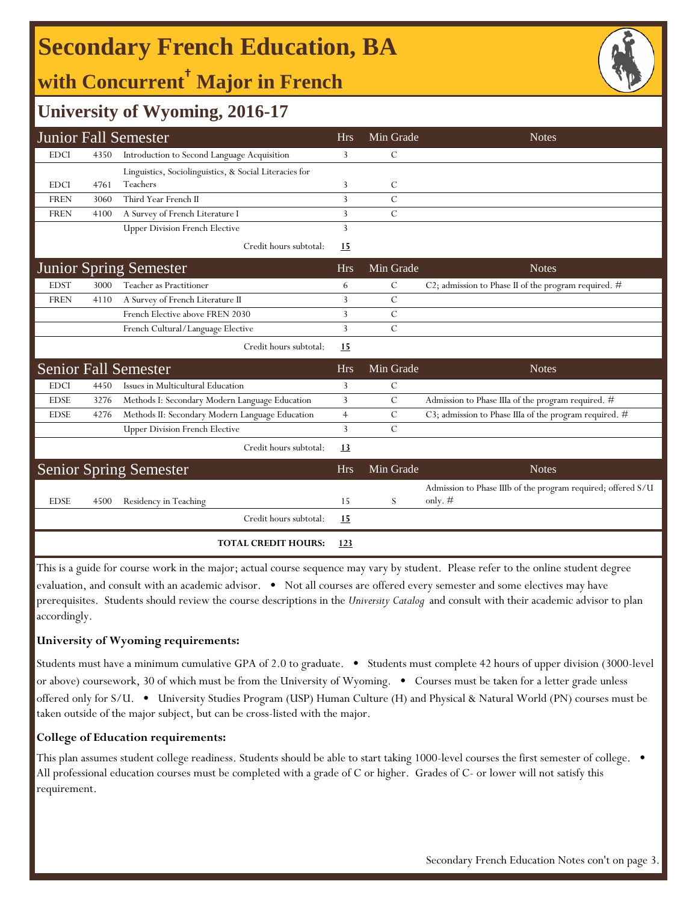# Secondary French Education, BA

## with Concurrent† Major in French

## University of Wyoming, 2016-17

| Junior Fall Semester | | | Hrs | Min Grade | Notes |
|---|---|---|---|---|---|
| EDCI | 4350 | Introduction to Second Language Acquisition | 3 | C | |
| EDCI | 4761 | Linguistics, Sociolinguistics, & Social Literacies for Teachers | 3 | C | |
| FREN | 3060 | Third Year French II | 3 | C | |
| FREN | 4100 | A Survey of French Literature I | 3 | C | |
| | | Upper Division French Elective | 3 | | |
| | | Credit hours subtotal: | **15** | | |

| Junior Spring Semester | | | Hrs | Min Grade | Notes |
|---|---|---|---|---|---|
| EDST | 3000 | Teacher as Practitioner | 6 | C | C2; admission to Phase II of the program required. # |
| FREN | 4110 | A Survey of French Literature II | 3 | C | |
| | | French Elective above FREN 2030 | 3 | C | |
| | | French Cultural/Language Elective | 3 | C | |
| | | Credit hours subtotal: | **15** | | |

| Senior Fall Semester | | | Hrs | Min Grade | Notes |
|---|---|---|---|---|---|
| EDCI | 4450 | Issues in Multicultural Education | 3 | C | |
| EDSE | 3276 | Methods I: Secondary Modern Language Education | 3 | C | Admission to Phase IIIa of the program required. # |
| EDSE | 4276 | Methods II: Secondary Modern Language Education | 4 | C | C3; admission to Phase IIIa of the program required. # |
| | | Upper Division French Elective | 3 | C | |
| | | Credit hours subtotal: | **13** | | |

| Senior Spring Semester | | | Hrs | Min Grade | Notes |
|---|---|---|---|---|---|
| EDSE | 4500 | Residency in Teaching | 15 | S | Admission to Phase IIIb of the program required; offered S/U only. # |
| | | Credit hours subtotal: | **15** | | |
| | | **TOTAL CREDIT HOURS:** | **123** | | |

This is a guide for course work in the major; actual course sequence may vary by student. Please refer to the online student degree evaluation, and consult with an academic advisor. • Not all courses are offered every semester and some electives may have prerequisites. Students should review the course descriptions in the *University Catalog* and consult with their academic advisor to plan accordingly.

**University of Wyoming requirements:**

Students must have a minimum cumulative GPA of 2.0 to graduate. • Students must complete 42 hours of upper division (3000-level or above) coursework, 30 of which must be from the University of Wyoming. • Courses must be taken for a letter grade unless offered only for S/U. • University Studies Program (USP) Human Culture (H) and Physical & Natural World (PN) courses must be taken outside of the major subject, but can be cross-listed with the major.

**College of Education requirements:**

This plan assumes student college readiness. Students should be able to start taking 1000-level courses the first semester of college. • All professional education courses must be completed with a grade of C or higher. Grades of C- or lower will not satisfy this requirement.

Secondary French Education Notes con't on page 3.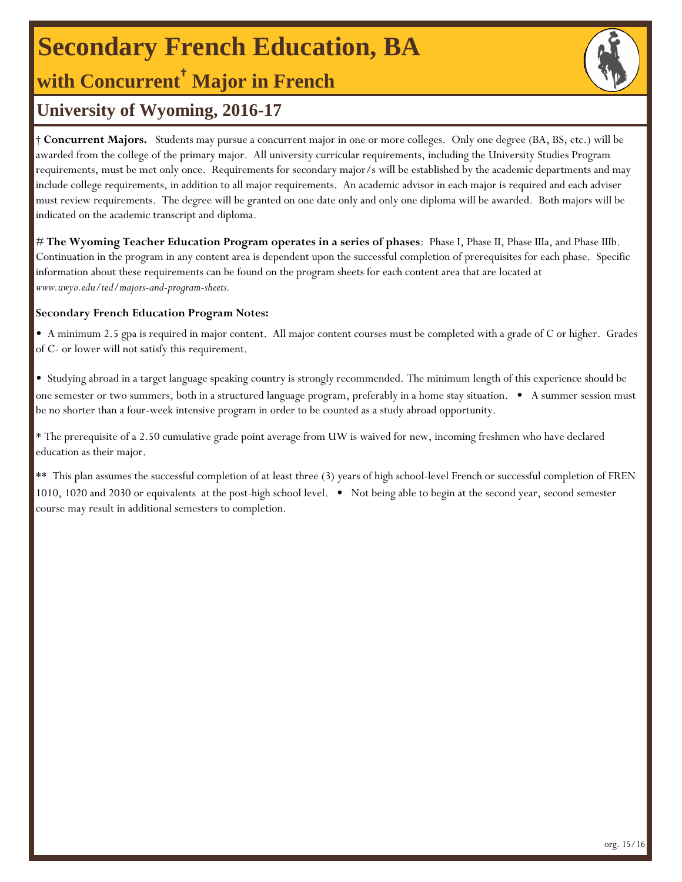# Secondary French Education, BA

## with Concurrent† Major in French

## University of Wyoming, 2016-17

† **Concurrent Majors.** Students may pursue a concurrent major in one or more colleges. Only one degree (BA, BS, etc.) will be awarded from the college of the primary major. All university curricular requirements, including the University Studies Program requirements, must be met only once. Requirements for secondary major/s will be established by the academic departments and may include college requirements, in addition to all major requirements. An academic advisor in each major is required and each adviser must review requirements. The degree will be granted on one date only and only one diploma will be awarded. Both majors will be indicated on the academic transcript and diploma.

# **The Wyoming Teacher Education Program operates in a series of phases**: Phase I, Phase II, Phase IIIa, and Phase IIIb. Continuation in the program in any content area is dependent upon the successful completion of prerequisites for each phase. Specific information about these requirements can be found on the program sheets for each content area that are located at *www.uwyo.edu/ted/majors-and-program-sheets.*

**Secondary French Education Program Notes:**

• A minimum 2.5 gpa is required in major content. All major content courses must be completed with a grade of C or higher. Grades of C- or lower will not satisfy this requirement.

• Studying abroad in a target language speaking country is strongly recommended. The minimum length of this experience should be one semester or two summers, both in a structured language program, preferably in a home stay situation. • A summer session must be no shorter than a four-week intensive program in order to be counted as a study abroad opportunity.

* The prerequisite of a 2.50 cumulative grade point average from UW is waived for new, incoming freshmen who have declared education as their major.

** This plan assumes the successful completion of at least three (3) years of high school-level French or successful completion of FREN 1010, 1020 and 2030 or equivalents at the post-high school level. • Not being able to begin at the second year, second semester course may result in additional semesters to completion.

org. 15/16